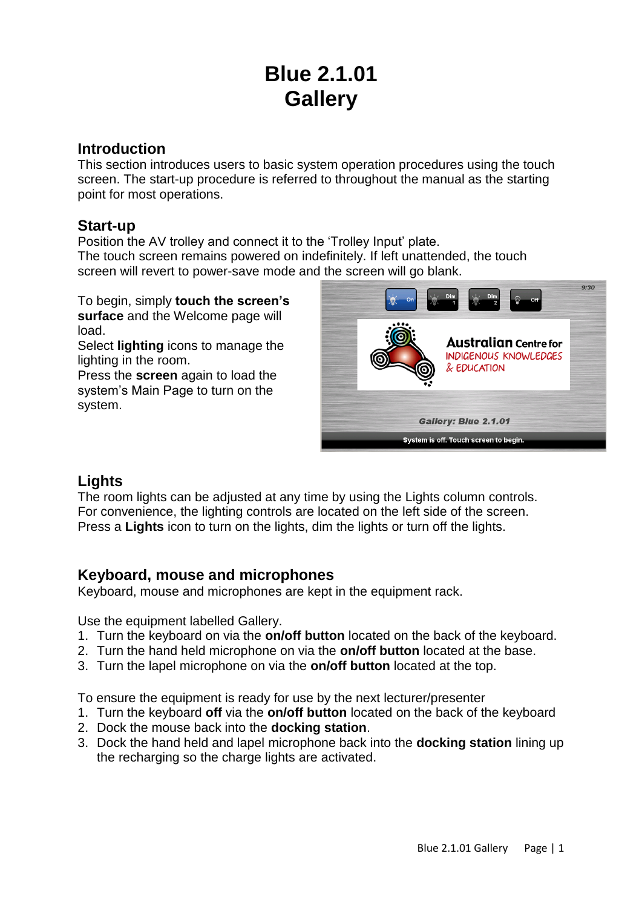# Blue 2.1.01
# Gallery

## Introduction

This section introduces users to basic system operation procedures using the touch screen. The start-up procedure is referred to throughout the manual as the starting point for most operations.

## Start-up

Position the AV trolley and connect it to the 'Trolley Input' plate.
The touch screen remains powered on indefinitely. If left unattended, the touch screen will revert to power-save mode and the screen will go blank.

To begin, simply **touch the screen's surface** and the Welcome page will load.
Select **lighting** icons to manage the lighting in the room.
Press the **screen** again to load the system's Main Page to turn on the system.

## Lights

The room lights can be adjusted at any time by using the Lights column controls. For convenience, the lighting controls are located on the left side of the screen. Press a **Lights** icon to turn on the lights, dim the lights or turn off the lights.

## Keyboard, mouse and microphones

Keyboard, mouse and microphones are kept in the equipment rack.

Use the equipment labelled Gallery.

1. Turn the keyboard on via the **on/off button** located on the back of the keyboard.
2. Turn the hand held microphone on via the **on/off button** located at the base.
3. Turn the lapel microphone on via the **on/off button** located at the top.

To ensure the equipment is ready for use by the next lecturer/presenter

1. Turn the keyboard **off** via the **on/off button** located on the back of the keyboard
2. Dock the mouse back into the **docking station**.
3. Dock the hand held and lapel microphone back into the **docking station** lining up the recharging so the charge lights are activated.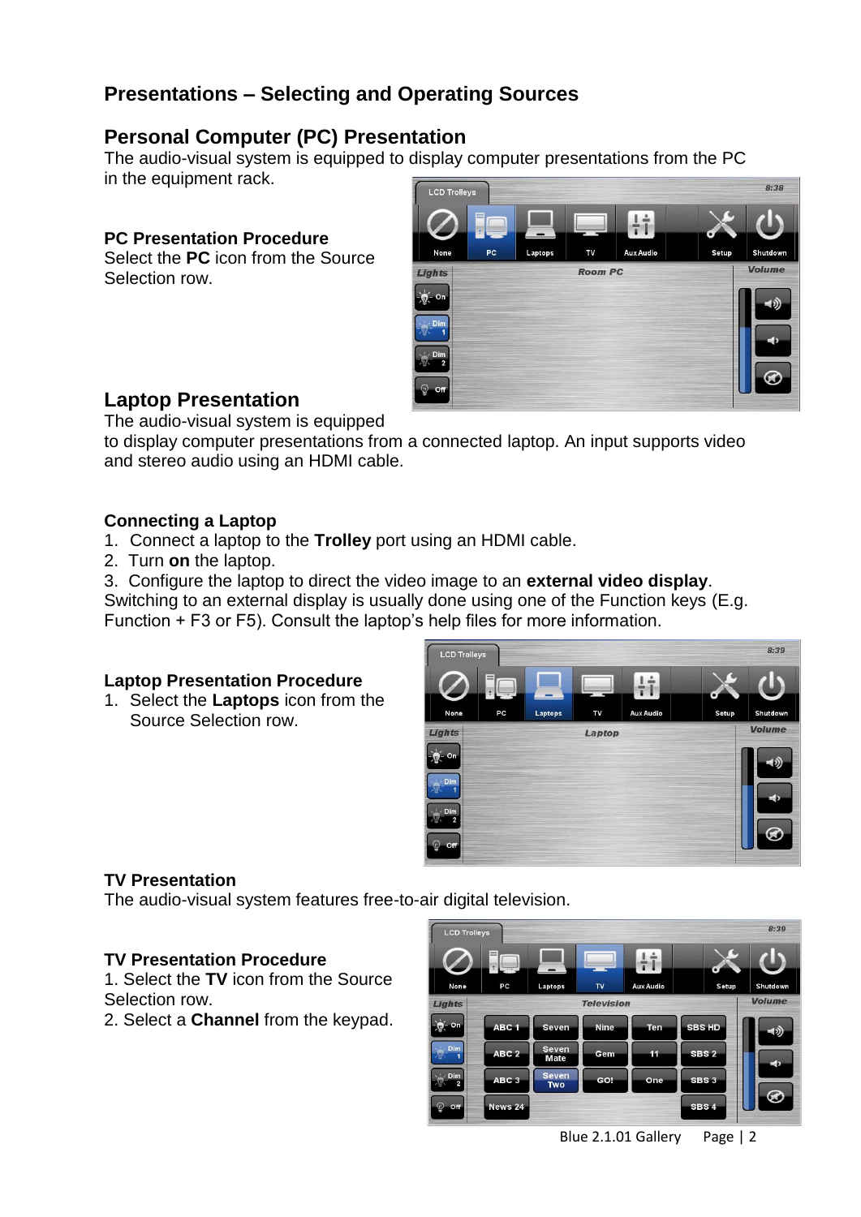# Presentations – Selecting and Operating Sources

## Personal Computer (PC) Presentation

The audio-visual system is equipped to display computer presentations from the PC in the equipment rack.

### PC Presentation Procedure

Select the **PC** icon from the Source Selection row.

## Laptop Presentation

The audio-visual system is equipped to display computer presentations from a connected laptop. An input supports video and stereo audio using an HDMI cable.

### Connecting a Laptop

1. Connect a laptop to the **Trolley** port using an HDMI cable.
2. Turn **on** the laptop.
3. Configure the laptop to direct the video image to an **external video display**.

Switching to an external display is usually done using one of the Function keys (E.g. Function + F3 or F5). Consult the laptop's help files for more information.

### Laptop Presentation Procedure

1. Select the **Laptops** icon from the Source Selection row.

### TV Presentation

The audio-visual system features free-to-air digital television.

### TV Presentation Procedure

1. Select the **TV** icon from the Source Selection row.
2. Select a **Channel** from the keypad.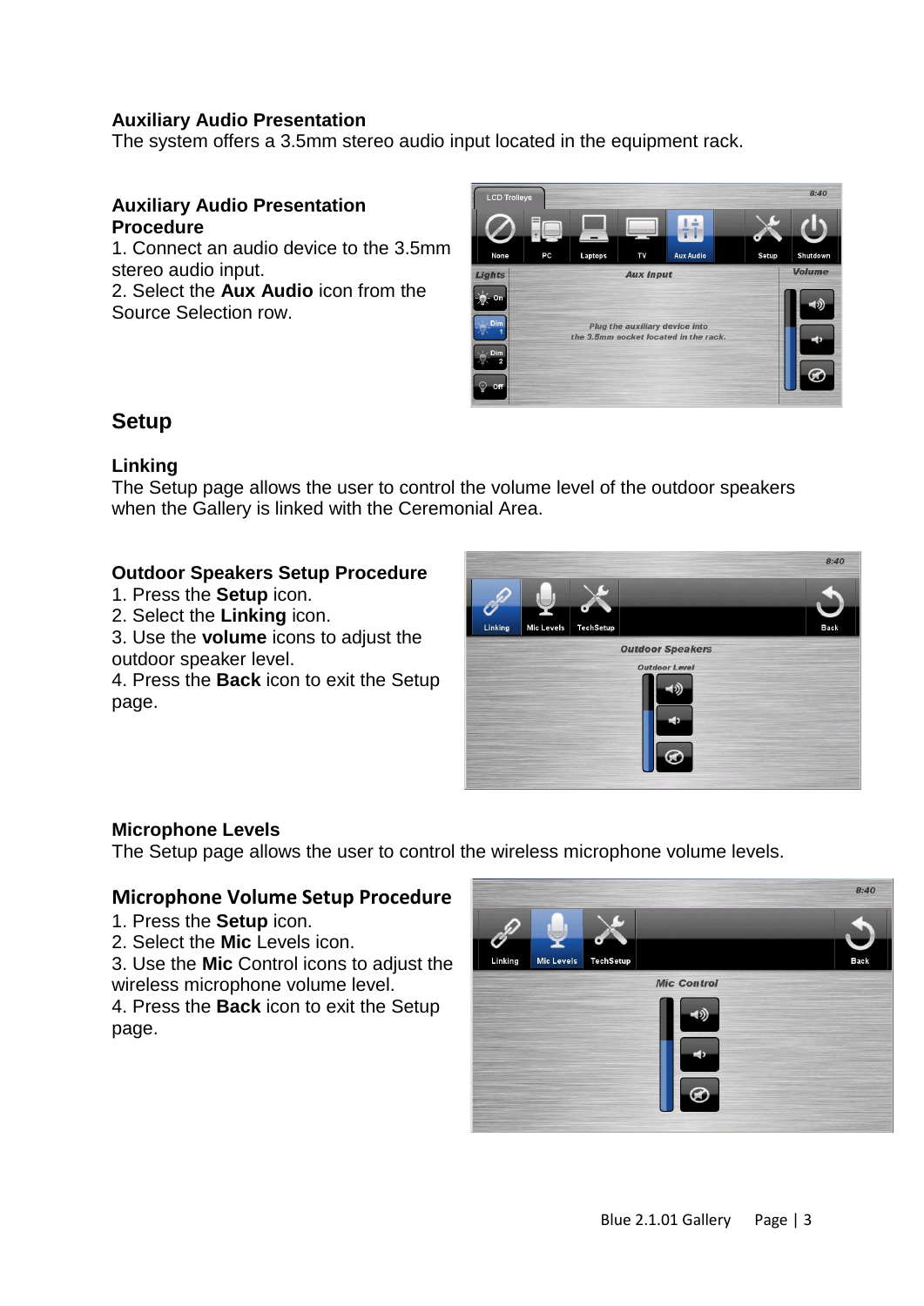### Auxiliary Audio Presentation

The system offers a 3.5mm stereo audio input located in the equipment rack.

### Auxiliary Audio Presentation Procedure

1. Connect an audio device to the 3.5mm stereo audio input.
2. Select the **Aux Audio** icon from the Source Selection row.

## Setup

### Linking

The Setup page allows the user to control the volume level of the outdoor speakers when the Gallery is linked with the Ceremonial Area.

### Outdoor Speakers Setup Procedure

1. Press the **Setup** icon.
2. Select the **Linking** icon.
3. Use the **volume** icons to adjust the outdoor speaker level.
4. Press the **Back** icon to exit the Setup page.

### Microphone Levels

The Setup page allows the user to control the wireless microphone volume levels.

### Microphone Volume Setup Procedure

1. Press the **Setup** icon.
2. Select the **Mic** Levels icon.
3. Use the **Mic** Control icons to adjust the wireless microphone volume level.
4. Press the **Back** icon to exit the Setup page.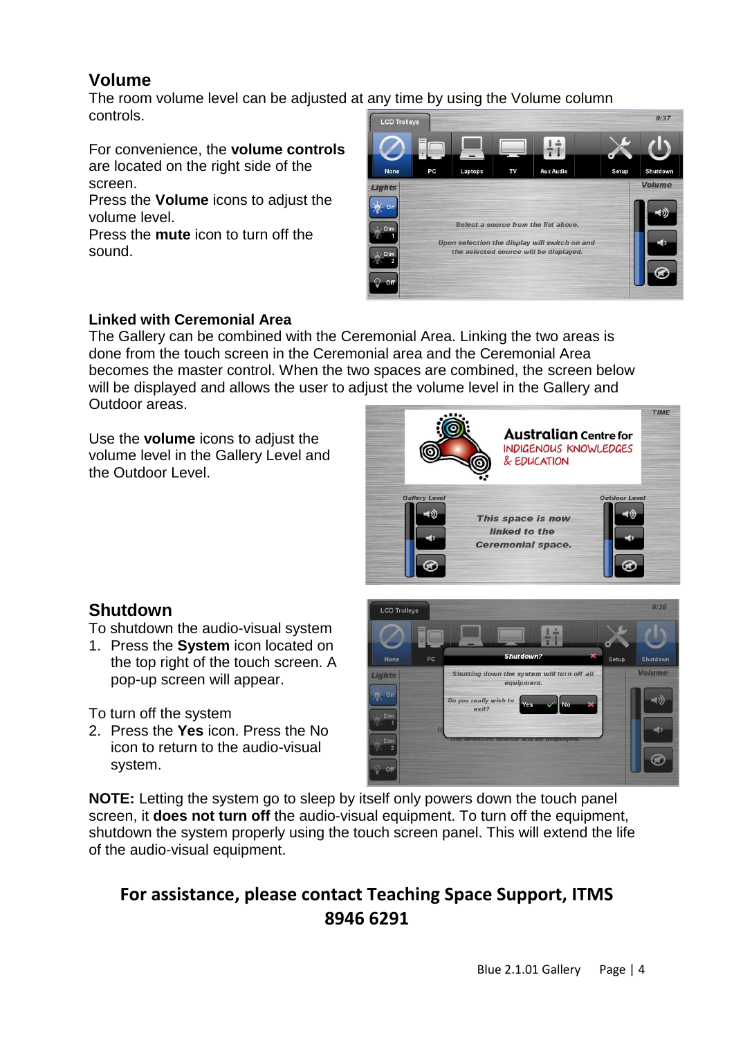## Volume

The room volume level can be adjusted at any time by using the Volume column controls.

For convenience, the **volume controls** are located on the right side of the screen.
Press the **Volume** icons to adjust the volume level.
Press the **mute** icon to turn off the sound.

### Linked with Ceremonial Area

The Gallery can be combined with the Ceremonial Area. Linking the two areas is done from the touch screen in the Ceremonial area and the Ceremonial Area becomes the master control. When the two spaces are combined, the screen below will be displayed and allows the user to adjust the volume level in the Gallery and Outdoor areas.

Use the **volume** icons to adjust the volume level in the Gallery Level and the Outdoor Level.

## Shutdown

To shutdown the audio-visual system

1. Press the **System** icon located on the top right of the touch screen. A pop-up screen will appear.

To turn off the system

2. Press the **Yes** icon. Press the No icon to return to the audio-visual system.

**NOTE:** Letting the system go to sleep by itself only powers down the touch panel screen, it **does not turn off** the audio-visual equipment. To turn off the equipment, shutdown the system properly using the touch screen panel. This will extend the life of the audio-visual equipment.

**For assistance, please contact Teaching Space Support, ITMS**
**8946 6291**